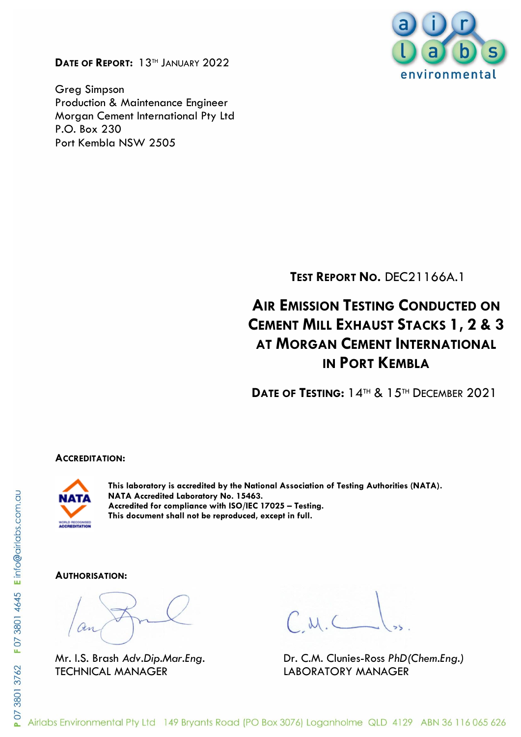**Date of Report:** 13th January 2022

Greg Simpson
Production & Maintenance Engineer
Morgan Cement International Pty Ltd
P.O. Box 230
Port Kembla NSW 2505

**Test Report No.** DEC21166A.1

# Air Emission Testing Conducted on Cement Mill Exhaust Stacks 1, 2 & 3 at Morgan Cement International in Port Kembla

**Date of Testing:** 14th & 15th December 2021

**Accreditation:**

**This laboratory is accredited by the National Association of Testing Authorities (NATA).**
**NATA Accredited Laboratory No. 15463.**
**Accredited for compliance with ISO/IEC 17025 – Testing.**
**This document shall not be reproduced, except in full.**

**Authorisation:**

Mr. I.S. Brash *Adv.Dip.Mar.Eng.*
TECHNICAL MANAGER

Dr. C.M. Clunies-Ross *PhD(Chem.Eng.)*
LABORATORY MANAGER

Airlabs Environmental Pty Ltd 149 Bryants Road (PO Box 3076) Loganholme QLD 4129 ABN 36 116 065 626

P 07 3801 3762 F 07 3801 4645 E info@airlabs.com.au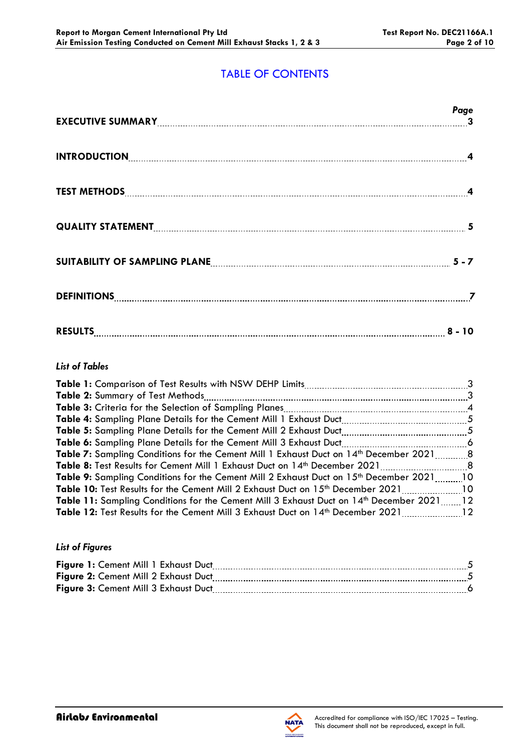# TABLE OF CONTENTS

| | Page |
|---|---|
| **EXECUTIVE SUMMARY** | **3** |
| **INTRODUCTION** | **4** |
| **TEST METHODS** | **4** |
| **QUALITY STATEMENT** | **5** |
| **SUITABILITY OF SAMPLING PLANE** | **5 - 7** |
| **DEFINITIONS** | ***7*** |
| **RESULTS** | **8 - 10** |

*List of Tables*

| | |
|---|---|
| **Table 1:** Comparison of Test Results with NSW DEHP Limits | 3 |
| **Table 2:** Summary of Test Methods | 3 |
| **Table 3:** Criteria for the Selection of Sampling Planes | 4 |
| **Table 4:** Sampling Plane Details for the Cement Mill 1 Exhaust Duct | 5 |
| **Table 5:** Sampling Plane Details for the Cement Mill 2 Exhaust Duct | 5 |
| **Table 6:** Sampling Plane Details for the Cement Mill 3 Exhaust Duct | 6 |
| **Table 7:** Sampling Conditions for the Cement Mill 1 Exhaust Duct on 14th December 2021 | 8 |
| **Table 8:** Test Results for Cement Mill 1 Exhaust Duct on 14th December 2021 | 8 |
| **Table 9:** Sampling Conditions for the Cement Mill 2 Exhaust Duct on 15th December 2021 | 10 |
| **Table 10:** Test Results for the Cement Mill 2 Exhaust Duct on 15th December 2021 | 10 |
| **Table 11:** Sampling Conditions for the Cement Mill 3 Exhaust Duct on 14th December 2021 | 12 |
| **Table 12:** Test Results for the Cement Mill 3 Exhaust Duct on 14th December 2021 | 12 |

*List of Figures*

| | |
|---|---|
| **Figure 1:** Cement Mill 1 Exhaust Duct | 5 |
| **Figure 2:** Cement Mill 2 Exhaust Duct | 5 |
| **Figure 3:** Cement Mill 3 Exhaust Duct | 6 |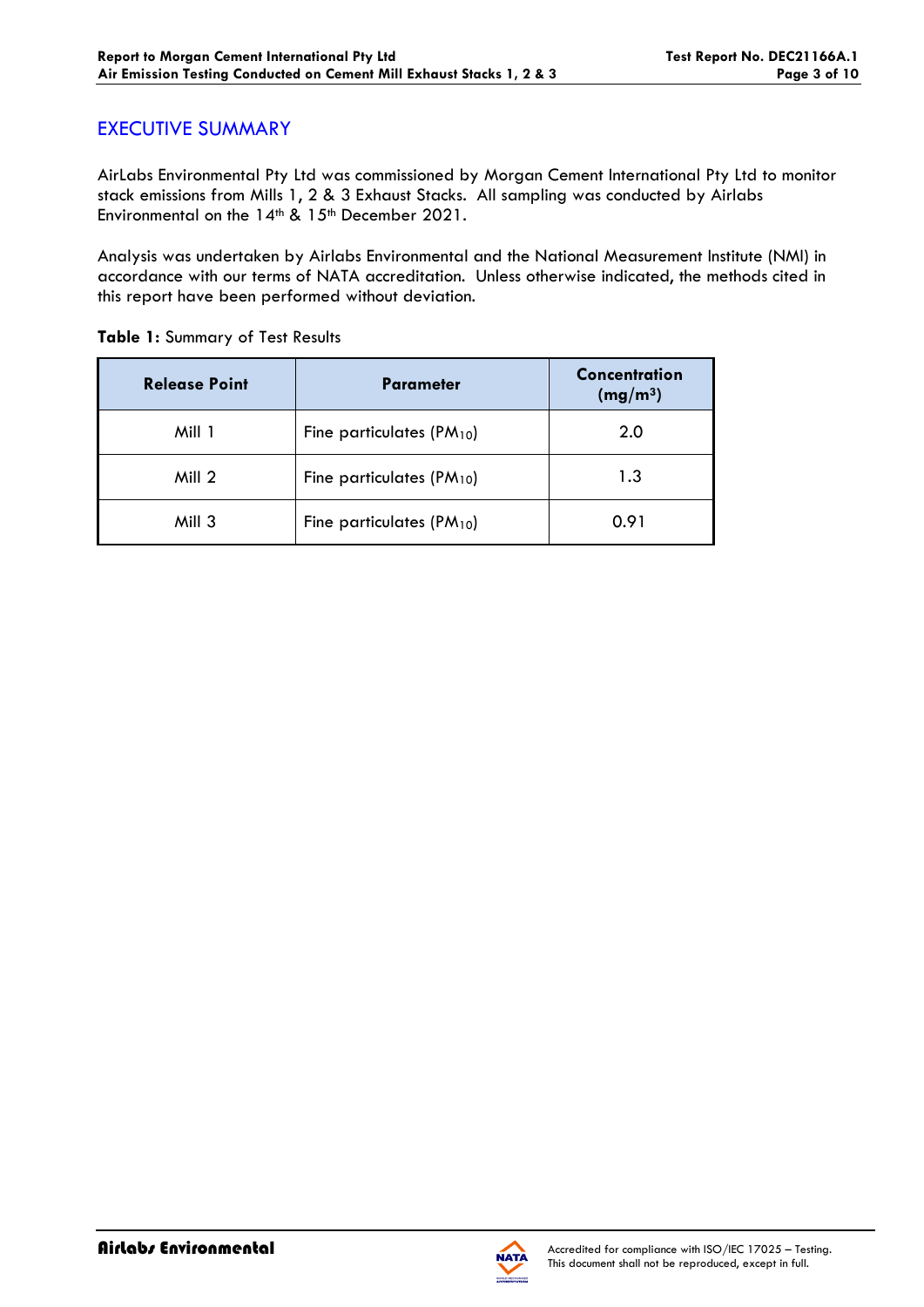## EXECUTIVE SUMMARY

AirLabs Environmental Pty Ltd was commissioned by Morgan Cement International Pty Ltd to monitor stack emissions from Mills 1, 2 & 3 Exhaust Stacks. All sampling was conducted by Airlabs Environmental on the 14th & 15th December 2021.

Analysis was undertaken by Airlabs Environmental and the National Measurement Institute (NMI) in accordance with our terms of NATA accreditation. Unless otherwise indicated, the methods cited in this report have been performed without deviation.

**Table 1:** Summary of Test Results

| Release Point | Parameter | Concentration ($mg/m^3$) |
|---|---|---|
| Mill 1 | Fine particulates ($PM_{10}$) | 2.0 |
| Mill 2 | Fine particulates ($PM_{10}$) | 1.3 |
| Mill 3 | Fine particulates ($PM_{10}$) | 0.91 |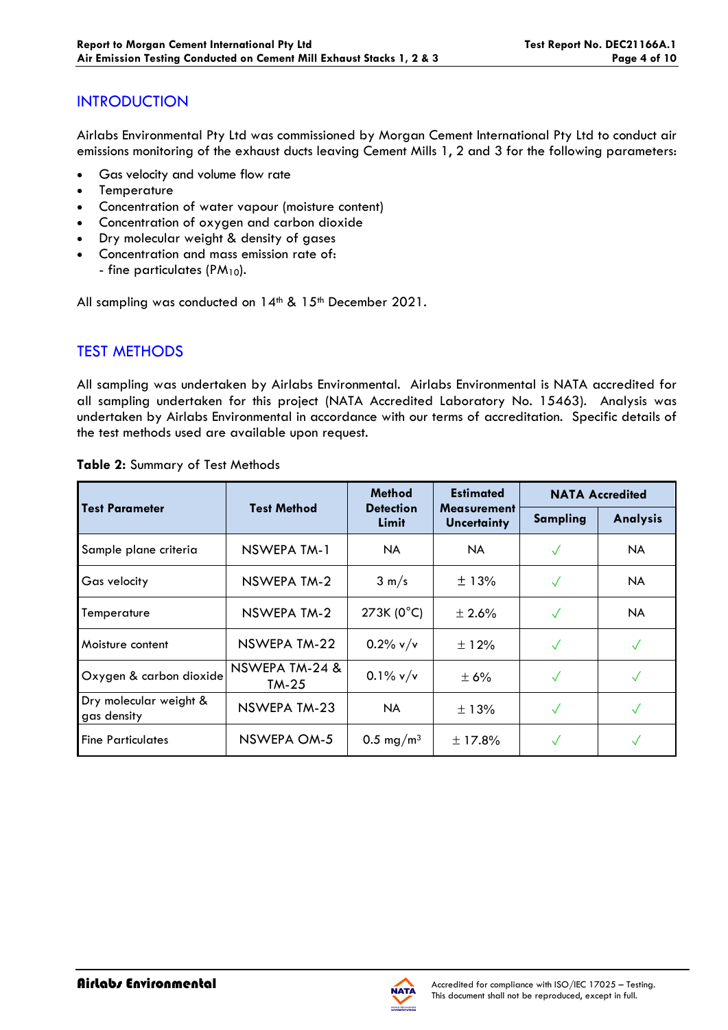## INTRODUCTION

Airlabs Environmental Pty Ltd was commissioned by Morgan Cement International Pty Ltd to conduct air emissions monitoring of the exhaust ducts leaving Cement Mills 1, 2 and 3 for the following parameters:

- Gas velocity and volume flow rate
- Temperature
- Concentration of water vapour (moisture content)
- Concentration of oxygen and carbon dioxide
- Dry molecular weight & density of gases
- Concentration and mass emission rate of:
  - fine particulates ($PM_{10}$).

All sampling was conducted on 14th & 15th December 2021.

## TEST METHODS

All sampling was undertaken by Airlabs Environmental. Airlabs Environmental is NATA accredited for all sampling undertaken for this project (NATA Accredited Laboratory No. 15463). Analysis was undertaken by Airlabs Environmental in accordance with our terms of accreditation. Specific details of the test methods used are available upon request.

**Table 2:** Summary of Test Methods

| Test Parameter | Test Method | Method Detection Limit | Estimated Measurement Uncertainty | NATA Accredited | |
|---|---|---|---|---|---|
| | | | | Sampling | Analysis |
| Sample plane criteria | NSWEPA TM-1 | NA | NA | ✓ | NA |
| Gas velocity | NSWEPA TM-2 | 3 m/s | ± 13% | ✓ | NA |
| Temperature | NSWEPA TM-2 | 273K (0°C) | ± 2.6% | ✓ | NA |
| Moisture content | NSWEPA TM-22 | 0.2% v/v | ± 12% | ✓ | ✓ |
| Oxygen & carbon dioxide | NSWEPA TM-24 & TM-25 | 0.1% v/v | ± 6% | ✓ | ✓ |
| Dry molecular weight & gas density | NSWEPA TM-23 | NA | ± 13% | ✓ | ✓ |
| Fine Particulates | NSWEPA OM-5 | 0.5 mg/m³ | ± 17.8% | ✓ | ✓ |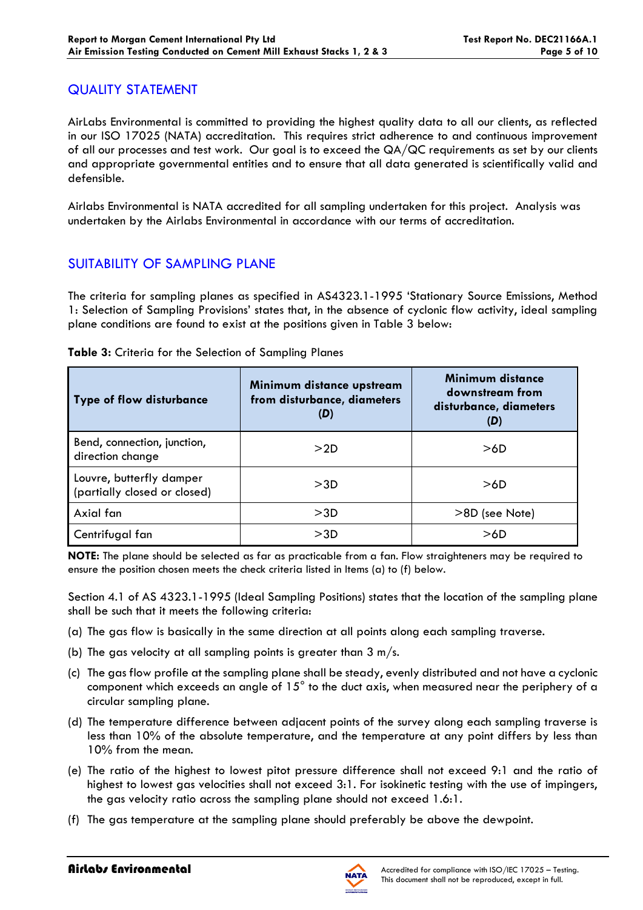## QUALITY STATEMENT

AirLabs Environmental is committed to providing the highest quality data to all our clients, as reflected in our ISO 17025 (NATA) accreditation. This requires strict adherence to and continuous improvement of all our processes and test work. Our goal is to exceed the QA/QC requirements as set by our clients and appropriate governmental entities and to ensure that all data generated is scientifically valid and defensible.

Airlabs Environmental is NATA accredited for all sampling undertaken for this project. Analysis was undertaken by the Airlabs Environmental in accordance with our terms of accreditation.

## SUITABILITY OF SAMPLING PLANE

The criteria for sampling planes as specified in AS4323.1-1995 'Stationary Source Emissions, Method 1: Selection of Sampling Provisions' states that, in the absence of cyclonic flow activity, ideal sampling plane conditions are found to exist at the positions given in Table 3 below:

**Table 3:** Criteria for the Selection of Sampling Planes

| Type of flow disturbance | Minimum distance upstream from disturbance, diameters (*D*) | Minimum distance downstream from disturbance, diameters (*D*) |
|---|---|---|
| Bend, connection, junction, direction change | >2D | >6D |
| Louvre, butterfly damper (partially closed or closed) | >3D | >6D |
| Axial fan | >3D | >8D (see Note) |
| Centrifugal fan | >3D | >6D |

**NOTE:** The plane should be selected as far as practicable from a fan. Flow straighteners may be required to ensure the position chosen meets the check criteria listed in Items (a) to (f) below.

Section 4.1 of AS 4323.1-1995 (Ideal Sampling Positions) states that the location of the sampling plane shall be such that it meets the following criteria:

(a) The gas flow is basically in the same direction at all points along each sampling traverse.

(b) The gas velocity at all sampling points is greater than 3 m/s.

(c) The gas flow profile at the sampling plane shall be steady, evenly distributed and not have a cyclonic component which exceeds an angle of 15° to the duct axis, when measured near the periphery of a circular sampling plane.

(d) The temperature difference between adjacent points of the survey along each sampling traverse is less than 10% of the absolute temperature, and the temperature at any point differs by less than 10% from the mean.

(e) The ratio of the highest to lowest pitot pressure difference shall not exceed 9:1 and the ratio of highest to lowest gas velocities shall not exceed 3:1. For isokinetic testing with the use of impingers, the gas velocity ratio across the sampling plane should not exceed 1.6:1.

(f) The gas temperature at the sampling plane should preferably be above the dewpoint.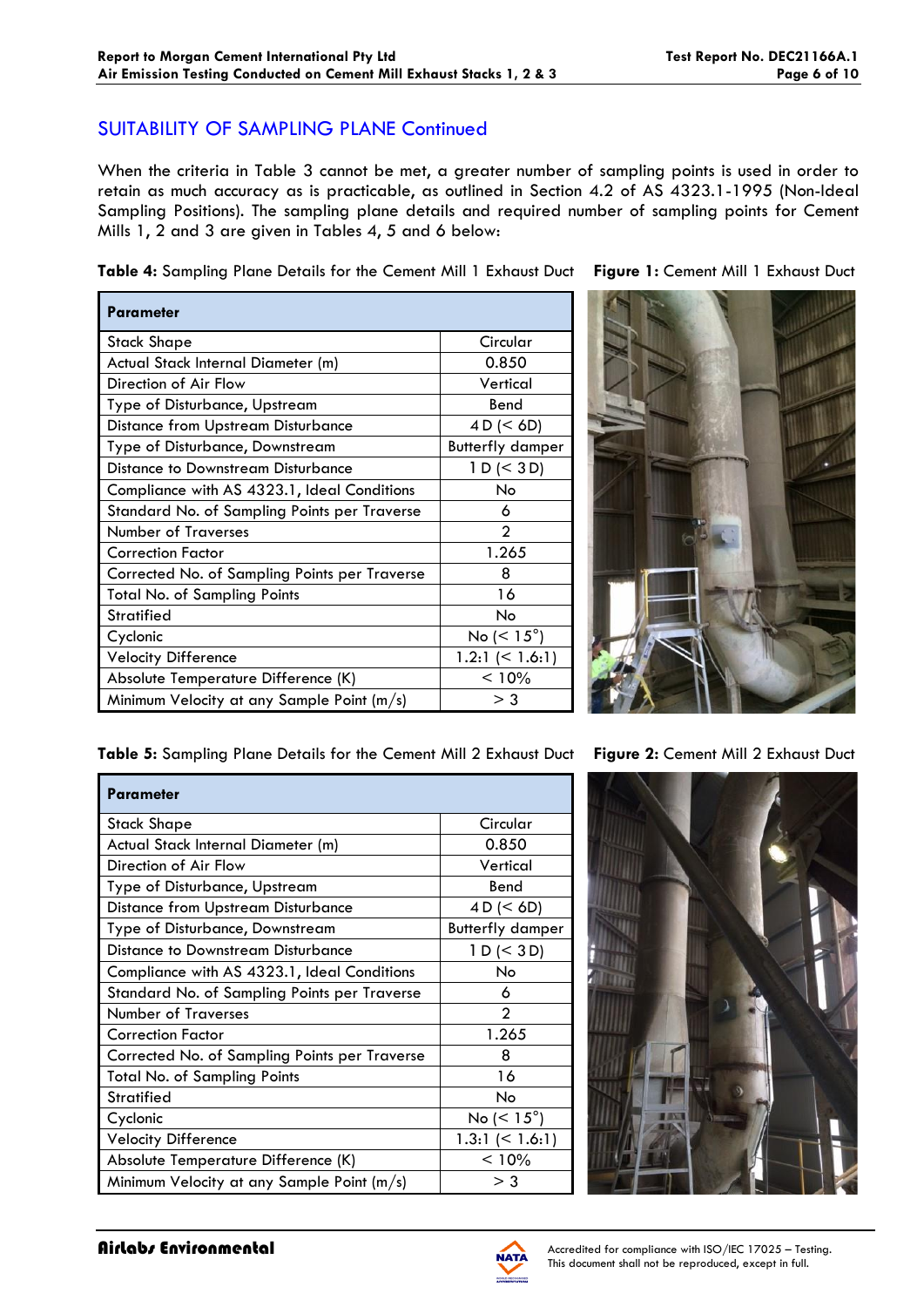## SUITABILITY OF SAMPLING PLANE Continued

When the criteria in Table 3 cannot be met, a greater number of sampling points is used in order to retain as much accuracy as is practicable, as outlined in Section 4.2 of AS 4323.1-1995 (Non-Ideal Sampling Positions). The sampling plane details and required number of sampling points for Cement Mills 1, 2 and 3 are given in Tables 4, 5 and 6 below:

**Table 4:** Sampling Plane Details for the Cement Mill 1 Exhaust Duct

| Parameter | |
|---|---|
| Stack Shape | Circular |
| Actual Stack Internal Diameter (m) | 0.850 |
| Direction of Air Flow | Vertical |
| Type of Disturbance, Upstream | Bend |
| Distance from Upstream Disturbance | 4 D (< 6D) |
| Type of Disturbance, Downstream | Butterfly damper |
| Distance to Downstream Disturbance | 1 D (< 3 D) |
| Compliance with AS 4323.1, Ideal Conditions | No |
| Standard No. of Sampling Points per Traverse | 6 |
| Number of Traverses | 2 |
| Correction Factor | 1.265 |
| Corrected No. of Sampling Points per Traverse | 8 |
| Total No. of Sampling Points | 16 |
| Stratified | No |
| Cyclonic | No (< 15°) |
| Velocity Difference | 1.2:1 (< 1.6:1) |
| Absolute Temperature Difference (K) | < 10% |
| Minimum Velocity at any Sample Point (m/s) | > 3 |

**Figure 1:** Cement Mill 1 Exhaust Duct

**Table 5:** Sampling Plane Details for the Cement Mill 2 Exhaust Duct

| Parameter | |
|---|---|
| Stack Shape | Circular |
| Actual Stack Internal Diameter (m) | 0.850 |
| Direction of Air Flow | Vertical |
| Type of Disturbance, Upstream | Bend |
| Distance from Upstream Disturbance | 4 D (< 6D) |
| Type of Disturbance, Downstream | Butterfly damper |
| Distance to Downstream Disturbance | 1 D (< 3 D) |
| Compliance with AS 4323.1, Ideal Conditions | No |
| Standard No. of Sampling Points per Traverse | 6 |
| Number of Traverses | 2 |
| Correction Factor | 1.265 |
| Corrected No. of Sampling Points per Traverse | 8 |
| Total No. of Sampling Points | 16 |
| Stratified | No |
| Cyclonic | No (< 15°) |
| Velocity Difference | 1.3:1 (< 1.6:1) |
| Absolute Temperature Difference (K) | < 10% |
| Minimum Velocity at any Sample Point (m/s) | > 3 |

**Figure 2:** Cement Mill 2 Exhaust Duct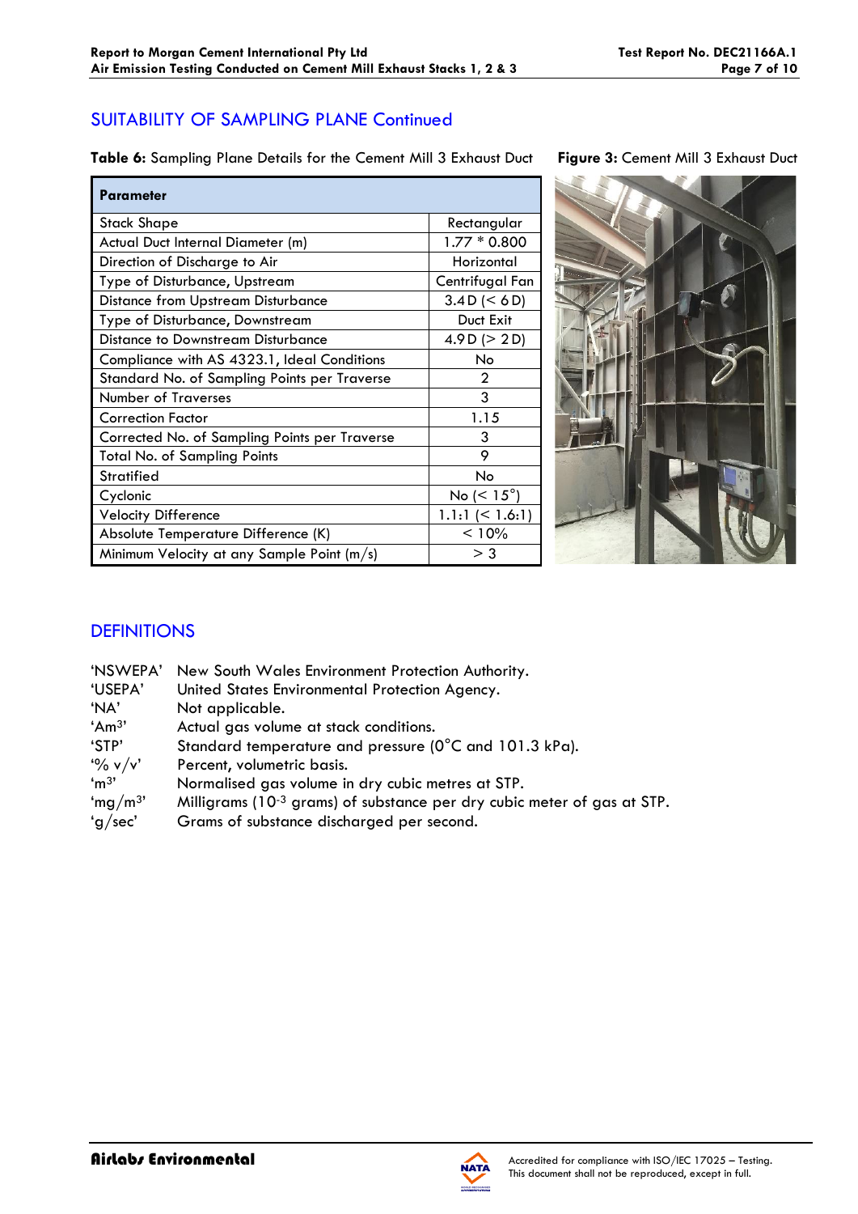## SUITABILITY OF SAMPLING PLANE Continued

**Table 6:** Sampling Plane Details for the Cement Mill 3 Exhaust Duct

| Parameter | |
|---|---|
| Stack Shape | Rectangular |
| Actual Duct Internal Diameter (m) | 1.77 * 0.800 |
| Direction of Discharge to Air | Horizontal |
| Type of Disturbance, Upstream | Centrifugal Fan |
| Distance from Upstream Disturbance | 3.4D (< 6D) |
| Type of Disturbance, Downstream | Duct Exit |
| Distance to Downstream Disturbance | 4.9D (> 2D) |
| Compliance with AS 4323.1, Ideal Conditions | No |
| Standard No. of Sampling Points per Traverse | 2 |
| Number of Traverses | 3 |
| Correction Factor | 1.15 |
| Corrected No. of Sampling Points per Traverse | 3 |
| Total No. of Sampling Points | 9 |
| Stratified | No |
| Cyclonic | No (< 15°) |
| Velocity Difference | 1.1:1 (< 1.6:1) |
| Absolute Temperature Difference (K) | < 10% |
| Minimum Velocity at any Sample Point (m/s) | > 3 |

**Figure 3:** Cement Mill 3 Exhaust Duct

## DEFINITIONS

'NSWEPA' New South Wales Environment Protection Authority.
'USEPA' United States Environmental Protection Agency.
'NA' Not applicable.
'$Am^3$' Actual gas volume at stack conditions.
'STP' Standard temperature and pressure (0°C and 101.3 kPa).
'% v/v' Percent, volumetric basis.
'$m^3$' Normalised gas volume in dry cubic metres at STP.
'$mg/m^3$' Milligrams ($10^{-3}$ grams) of substance per dry cubic meter of gas at STP.
'g/sec' Grams of substance discharged per second.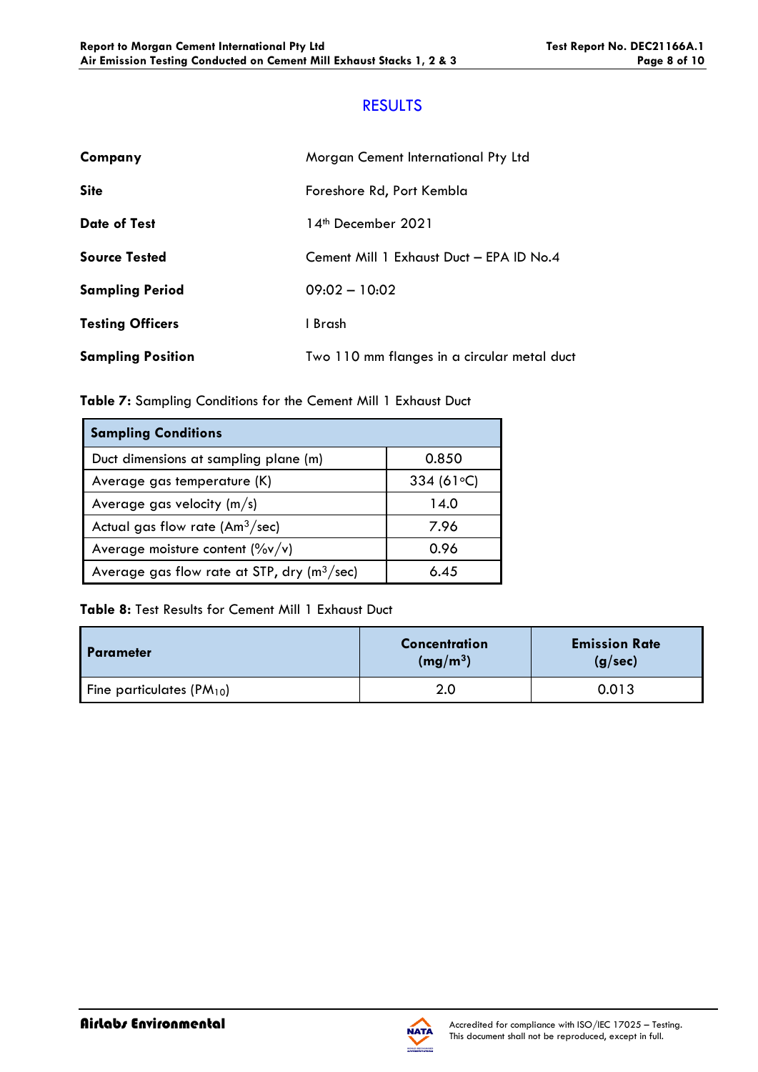# RESULTS

| | |
|---|---|
| **Company** | Morgan Cement International Pty Ltd |
| **Site** | Foreshore Rd, Port Kembla |
| **Date of Test** | 14th December 2021 |
| **Source Tested** | Cement Mill 1 Exhaust Duct – EPA ID No.4 |
| **Sampling Period** | 09:02 – 10:02 |
| **Testing Officers** | I Brash |
| **Sampling Position** | Two 110 mm flanges in a circular metal duct |

**Table 7:** Sampling Conditions for the Cement Mill 1 Exhaust Duct

| **Sampling Conditions** | |
|---|---|
| Duct dimensions at sampling plane (m) | 0.850 |
| Average gas temperature (K) | 334 (61°C) |
| Average gas velocity (m/s) | 14.0 |
| Actual gas flow rate ($Am^3$/sec) | 7.96 |
| Average moisture content (%v/v) | 0.96 |
| Average gas flow rate at STP, dry ($m^3$/sec) | 6.45 |

**Table 8:** Test Results for Cement Mill 1 Exhaust Duct

| **Parameter** | **Concentration ($mg/m^3$)** | **Emission Rate (g/sec)** |
|---|---|---|
| Fine particulates ($PM_{10}$) | 2.0 | 0.013 |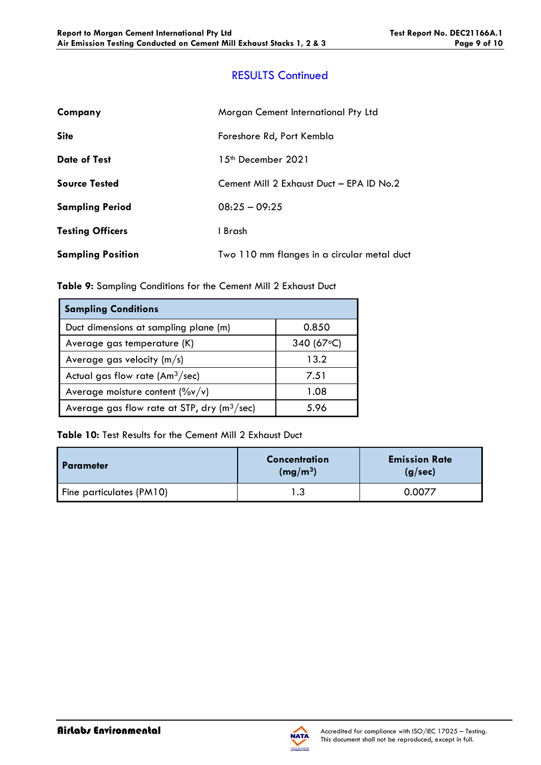## RESULTS Continued

| | |
|---|---|
| **Company** | Morgan Cement International Pty Ltd |
| **Site** | Foreshore Rd, Port Kembla |
| **Date of Test** | 15th December 2021 |
| **Source Tested** | Cement Mill 2 Exhaust Duct – EPA ID No.2 |
| **Sampling Period** | 08:25 – 09:25 |
| **Testing Officers** | I Brash |
| **Sampling Position** | Two 110 mm flanges in a circular metal duct |

**Table 9:** Sampling Conditions for the Cement Mill 2 Exhaust Duct

| **Sampling Conditions** | |
|---|---|
| Duct dimensions at sampling plane (m) | 0.850 |
| Average gas temperature (K) | 340 (67°C) |
| Average gas velocity (m/s) | 13.2 |
| Actual gas flow rate ($Am^3$/sec) | 7.51 |
| Average moisture content (%v/v) | 1.08 |
| Average gas flow rate at STP, dry ($m^3$/sec) | 5.96 |

**Table 10:** Test Results for the Cement Mill 2 Exhaust Duct

| **Parameter** | **Concentration ($mg/m^3$)** | **Emission Rate (g/sec)** |
|---|---|---|
| Fine particulates (PM10) | 1.3 | 0.0077 |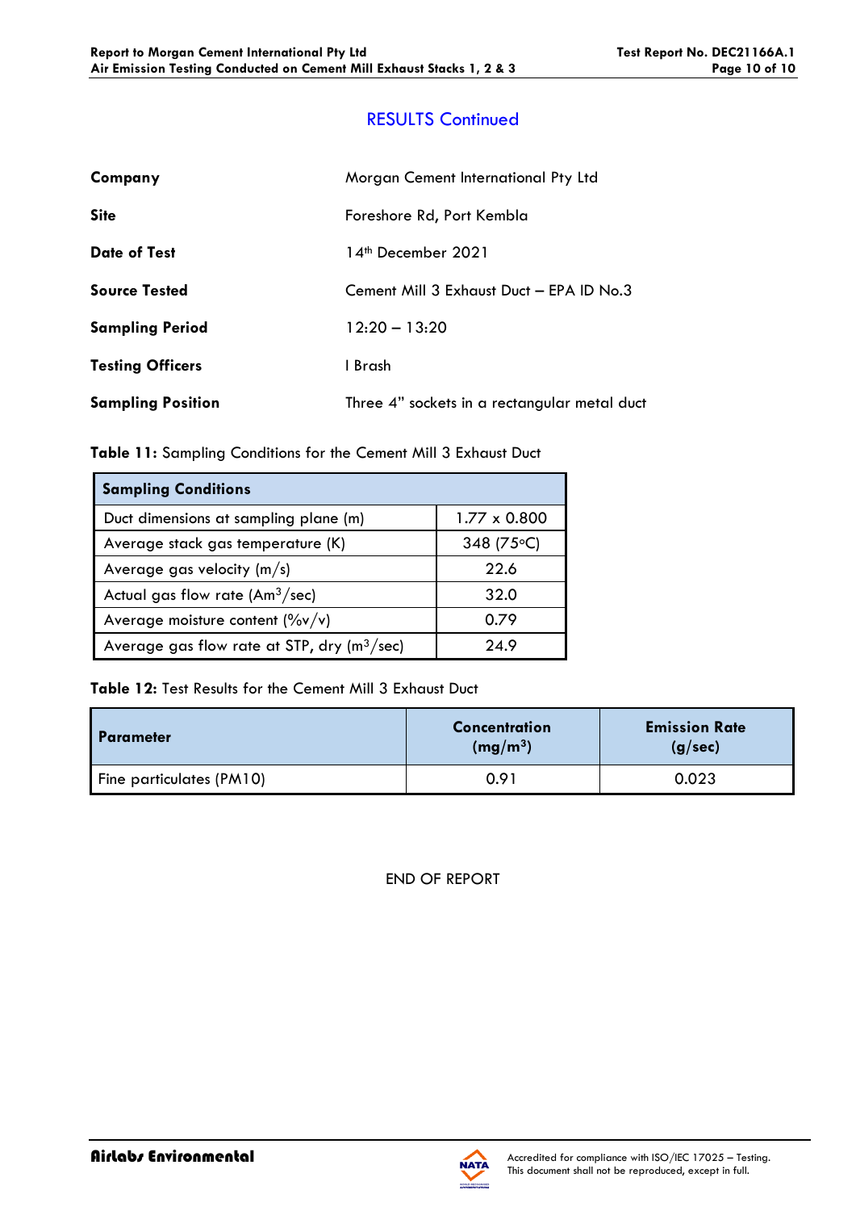## RESULTS Continued

| | |
|---|---|
| **Company** | Morgan Cement International Pty Ltd |
| **Site** | Foreshore Rd, Port Kembla |
| **Date of Test** | 14th December 2021 |
| **Source Tested** | Cement Mill 3 Exhaust Duct – EPA ID No.3 |
| **Sampling Period** | 12:20 – 13:20 |
| **Testing Officers** | I Brash |
| **Sampling Position** | Three 4" sockets in a rectangular metal duct |

**Table 11:** Sampling Conditions for the Cement Mill 3 Exhaust Duct

| **Sampling Conditions** | |
|---|---|
| Duct dimensions at sampling plane (m) | 1.77 x 0.800 |
| Average stack gas temperature (K) | 348 (75°C) |
| Average gas velocity (m/s) | 22.6 |
| Actual gas flow rate ($Am^3$/sec) | 32.0 |
| Average moisture content (%v/v) | 0.79 |
| Average gas flow rate at STP, dry ($m^3$/sec) | 24.9 |

**Table 12:** Test Results for the Cement Mill 3 Exhaust Duct

| **Parameter** | **Concentration ($mg/m^3$)** | **Emission Rate (g/sec)** |
|---|---|---|
| Fine particulates (PM10) | 0.91 | 0.023 |

END OF REPORT